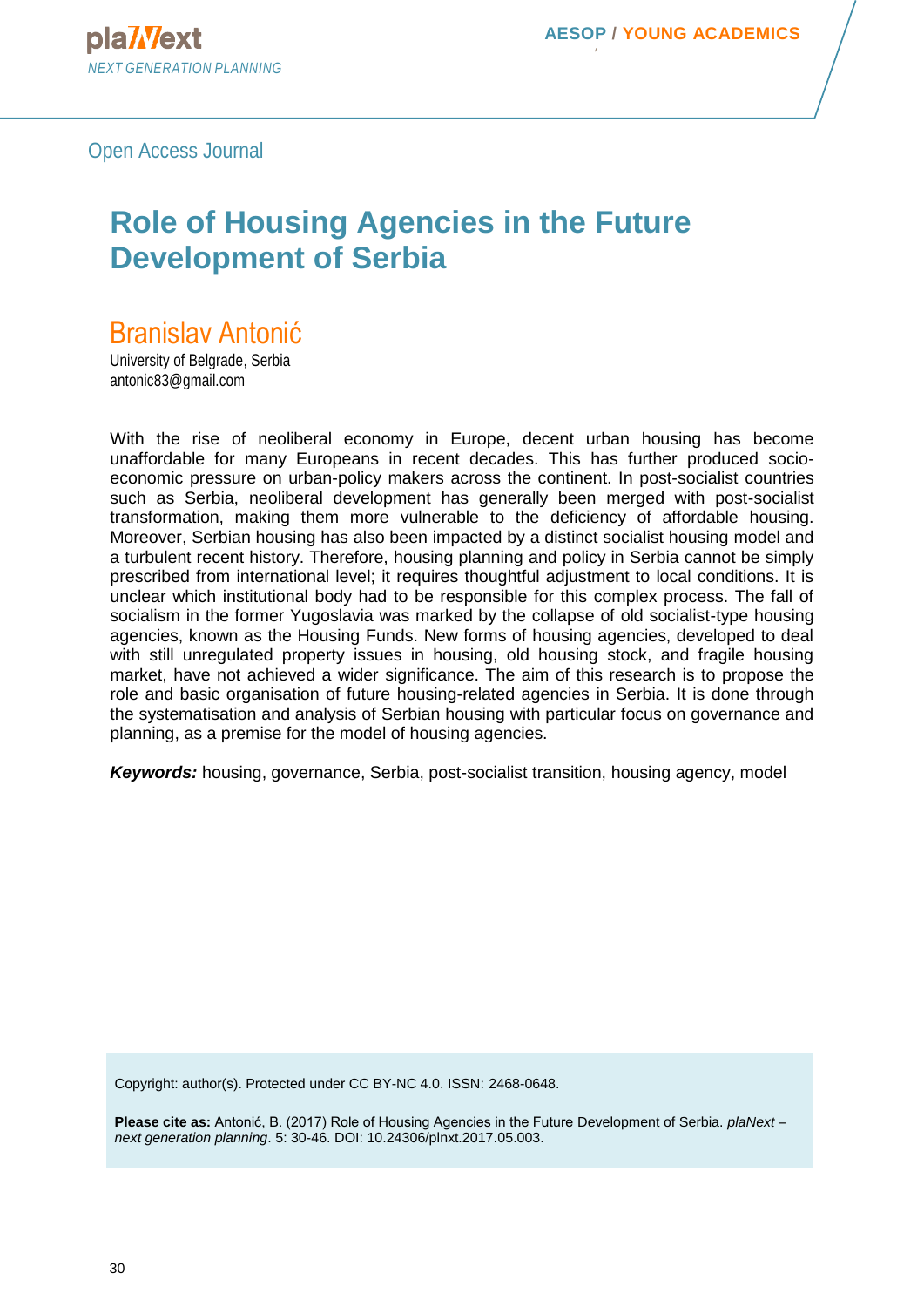Open Access Journal

# Role of Housing Agencies in the Future Development of Serbia

## Branislav Antonić

University of Belgrade, Serbia
antonic83@gmail.com

With the rise of neoliberal economy in Europe, decent urban housing has become unaffordable for many Europeans in recent decades. This has further produced socio-economic pressure on urban-policy makers across the continent. In post-socialist countries such as Serbia, neoliberal development has generally been merged with post-socialist transformation, making them more vulnerable to the deficiency of affordable housing. Moreover, Serbian housing has also been impacted by a distinct socialist housing model and a turbulent recent history. Therefore, housing planning and policy in Serbia cannot be simply prescribed from international level; it requires thoughtful adjustment to local conditions. It is unclear which institutional body had to be responsible for this complex process. The fall of socialism in the former Yugoslavia was marked by the collapse of old socialist-type housing agencies, known as the Housing Funds. New forms of housing agencies, developed to deal with still unregulated property issues in housing, old housing stock, and fragile housing market, have not achieved a wider significance. The aim of this research is to propose the role and basic organisation of future housing-related agencies in Serbia. It is done through the systematisation and analysis of Serbian housing with particular focus on governance and planning, as a premise for the model of housing agencies.

***Keywords:*** housing, governance, Serbia, post-socialist transition, housing agency, model

Copyright: author(s). Protected under CC BY-NC 4.0. ISSN: 2468-0648.

**Please cite as:** Antonić, B. (2017) Role of Housing Agencies in the Future Development of Serbia. *plaNext – next generation planning*. 5: 30-46. DOI: 10.24306/plnxt.2017.05.003.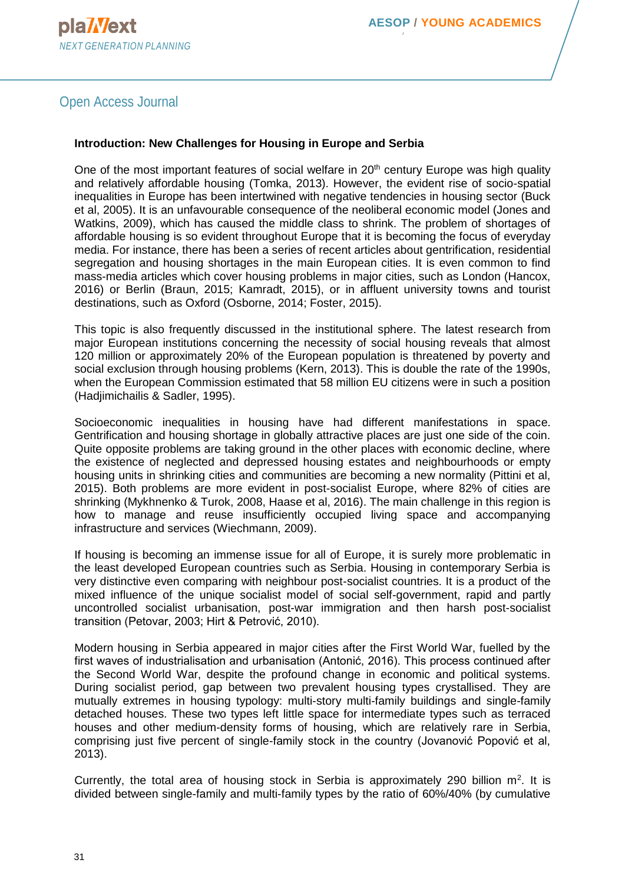### Introduction: New Challenges for Housing in Europe and Serbia

One of the most important features of social welfare in 20th century Europe was high quality and relatively affordable housing (Tomka, 2013). However, the evident rise of socio-spatial inequalities in Europe has been intertwined with negative tendencies in housing sector (Buck et al, 2005). It is an unfavourable consequence of the neoliberal economic model (Jones and Watkins, 2009), which has caused the middle class to shrink. The problem of shortages of affordable housing is so evident throughout Europe that it is becoming the focus of everyday media. For instance, there has been a series of recent articles about gentrification, residential segregation and housing shortages in the main European cities. It is even common to find mass-media articles which cover housing problems in major cities, such as London (Hancox, 2016) or Berlin (Braun, 2015; Kamradt, 2015), or in affluent university towns and tourist destinations, such as Oxford (Osborne, 2014; Foster, 2015).

This topic is also frequently discussed in the institutional sphere. The latest research from major European institutions concerning the necessity of social housing reveals that almost 120 million or approximately 20% of the European population is threatened by poverty and social exclusion through housing problems (Kern, 2013). This is double the rate of the 1990s, when the European Commission estimated that 58 million EU citizens were in such a position (Hadjimichailis & Sadler, 1995).

Socioeconomic inequalities in housing have had different manifestations in space. Gentrification and housing shortage in globally attractive places are just one side of the coin. Quite opposite problems are taking ground in the other places with economic decline, where the existence of neglected and depressed housing estates and neighbourhoods or empty housing units in shrinking cities and communities are becoming a new normality (Pittini et al, 2015). Both problems are more evident in post-socialist Europe, where 82% of cities are shrinking (Mykhnenko & Turok, 2008, Haase et al, 2016). The main challenge in this region is how to manage and reuse insufficiently occupied living space and accompanying infrastructure and services (Wiechmann, 2009).

If housing is becoming an immense issue for all of Europe, it is surely more problematic in the least developed European countries such as Serbia. Housing in contemporary Serbia is very distinctive even comparing with neighbour post-socialist countries. It is a product of the mixed influence of the unique socialist model of social self-government, rapid and partly uncontrolled socialist urbanisation, post-war immigration and then harsh post-socialist transition (Petovar, 2003; Hirt & Petrović, 2010).

Modern housing in Serbia appeared in major cities after the First World War, fuelled by the first waves of industrialisation and urbanisation (Antonić, 2016). This process continued after the Second World War, despite the profound change in economic and political systems. During socialist period, gap between two prevalent housing types crystallised. They are mutually extremes in housing typology: multi-story multi-family buildings and single-family detached houses. These two types left little space for intermediate types such as terraced houses and other medium-density forms of housing, which are relatively rare in Serbia, comprising just five percent of single-family stock in the country (Jovanović Popović et al, 2013).

Currently, the total area of housing stock in Serbia is approximately 290 billion m$^2$. It is divided between single-family and multi-family types by the ratio of 60%/40% (by cumulative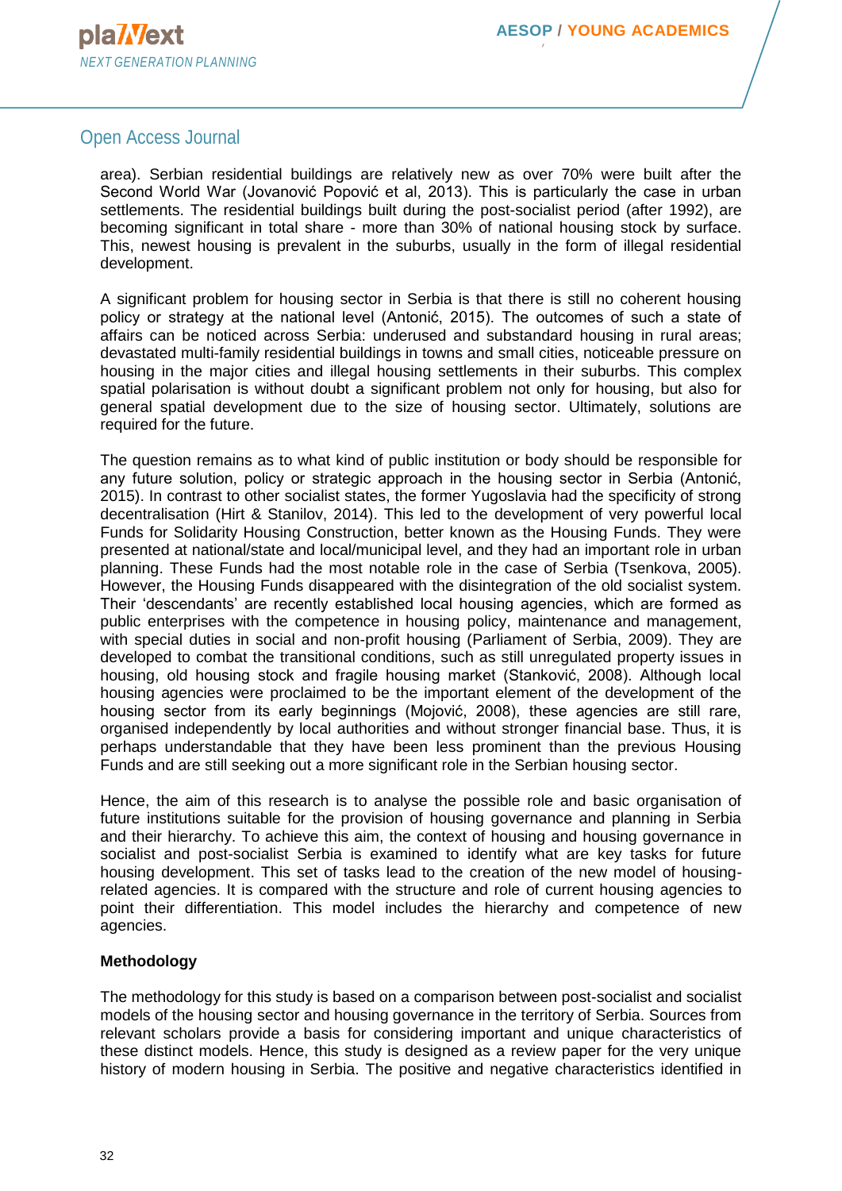area). Serbian residential buildings are relatively new as over 70% were built after the Second World War (Jovanović Popović et al, 2013). This is particularly the case in urban settlements. The residential buildings built during the post-socialist period (after 1992), are becoming significant in total share - more than 30% of national housing stock by surface. This, newest housing is prevalent in the suburbs, usually in the form of illegal residential development.

A significant problem for housing sector in Serbia is that there is still no coherent housing policy or strategy at the national level (Antonić, 2015). The outcomes of such a state of affairs can be noticed across Serbia: underused and substandard housing in rural areas; devastated multi-family residential buildings in towns and small cities, noticeable pressure on housing in the major cities and illegal housing settlements in their suburbs. This complex spatial polarisation is without doubt a significant problem not only for housing, but also for general spatial development due to the size of housing sector. Ultimately, solutions are required for the future.

The question remains as to what kind of public institution or body should be responsible for any future solution, policy or strategic approach in the housing sector in Serbia (Antonić, 2015). In contrast to other socialist states, the former Yugoslavia had the specificity of strong decentralisation (Hirt & Stanilov, 2014). This led to the development of very powerful local Funds for Solidarity Housing Construction, better known as the Housing Funds. They were presented at national/state and local/municipal level, and they had an important role in urban planning. These Funds had the most notable role in the case of Serbia (Tsenkova, 2005). However, the Housing Funds disappeared with the disintegration of the old socialist system. Their 'descendants' are recently established local housing agencies, which are formed as public enterprises with the competence in housing policy, maintenance and management, with special duties in social and non-profit housing (Parliament of Serbia, 2009). They are developed to combat the transitional conditions, such as still unregulated property issues in housing, old housing stock and fragile housing market (Stanković, 2008). Although local housing agencies were proclaimed to be the important element of the development of the housing sector from its early beginnings (Mojović, 2008), these agencies are still rare, organised independently by local authorities and without stronger financial base. Thus, it is perhaps understandable that they have been less prominent than the previous Housing Funds and are still seeking out a more significant role in the Serbian housing sector.

Hence, the aim of this research is to analyse the possible role and basic organisation of future institutions suitable for the provision of housing governance and planning in Serbia and their hierarchy. To achieve this aim, the context of housing and housing governance in socialist and post-socialist Serbia is examined to identify what are key tasks for future housing development. This set of tasks lead to the creation of the new model of housing-related agencies. It is compared with the structure and role of current housing agencies to point their differentiation. This model includes the hierarchy and competence of new agencies.

**Methodology**

The methodology for this study is based on a comparison between post-socialist and socialist models of the housing sector and housing governance in the territory of Serbia. Sources from relevant scholars provide a basis for considering important and unique characteristics of these distinct models. Hence, this study is designed as a review paper for the very unique history of modern housing in Serbia. The positive and negative characteristics identified in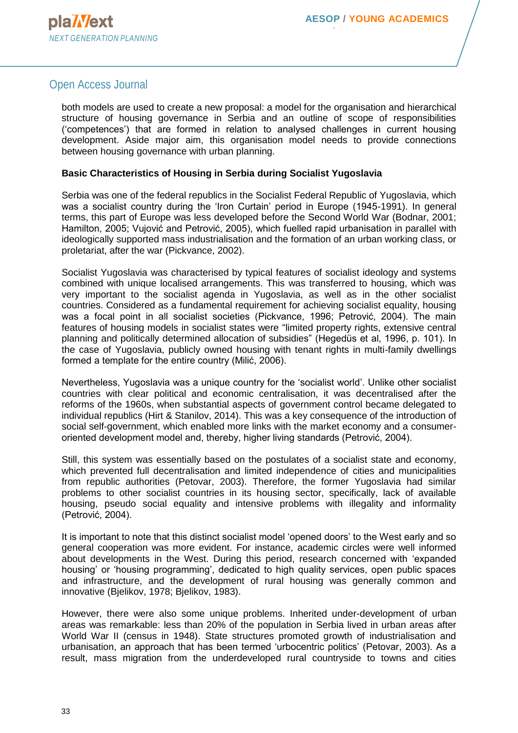both models are used to create a new proposal: a model for the organisation and hierarchical structure of housing governance in Serbia and an outline of scope of responsibilities ('competences') that are formed in relation to analysed challenges in current housing development. Aside major aim, this organisation model needs to provide connections between housing governance with urban planning.

### Basic Characteristics of Housing in Serbia during Socialist Yugoslavia

Serbia was one of the federal republics in the Socialist Federal Republic of Yugoslavia, which was a socialist country during the 'Iron Curtain' period in Europe (1945-1991). In general terms, this part of Europe was less developed before the Second World War (Bodnar, 2001; Hamilton, 2005; Vujović and Petrović, 2005), which fuelled rapid urbanisation in parallel with ideologically supported mass industrialisation and the formation of an urban working class, or proletariat, after the war (Pickvance, 2002).

Socialist Yugoslavia was characterised by typical features of socialist ideology and systems combined with unique localised arrangements. This was transferred to housing, which was very important to the socialist agenda in Yugoslavia, as well as in the other socialist countries. Considered as a fundamental requirement for achieving socialist equality, housing was a focal point in all socialist societies (Pickvance, 1996; Petrović, 2004). The main features of housing models in socialist states were "limited property rights, extensive central planning and politically determined allocation of subsidies" (Hegedüs et al, 1996, p. 101). In the case of Yugoslavia, publicly owned housing with tenant rights in multi-family dwellings formed a template for the entire country (Milić, 2006).

Nevertheless, Yugoslavia was a unique country for the 'socialist world'. Unlike other socialist countries with clear political and economic centralisation, it was decentralised after the reforms of the 1960s, when substantial aspects of government control became delegated to individual republics (Hirt & Stanilov, 2014). This was a key consequence of the introduction of social self-government, which enabled more links with the market economy and a consumer-oriented development model and, thereby, higher living standards (Petrović, 2004).

Still, this system was essentially based on the postulates of a socialist state and economy, which prevented full decentralisation and limited independence of cities and municipalities from republic authorities (Petovar, 2003). Therefore, the former Yugoslavia had similar problems to other socialist countries in its housing sector, specifically, lack of available housing, pseudo social equality and intensive problems with illegality and informality (Petrović, 2004).

It is important to note that this distinct socialist model 'opened doors' to the West early and so general cooperation was more evident. For instance, academic circles were well informed about developments in the West. During this period, research concerned with 'expanded housing' or 'housing programming', dedicated to high quality services, open public spaces and infrastructure, and the development of rural housing was generally common and innovative (Bjelikov, 1978; Bjelikov, 1983).

However, there were also some unique problems. Inherited under-development of urban areas was remarkable: less than 20% of the population in Serbia lived in urban areas after World War II (census in 1948). State structures promoted growth of industrialisation and urbanisation, an approach that has been termed 'urbocentric politics' (Petovar, 2003). As a result, mass migration from the underdeveloped rural countryside to towns and cities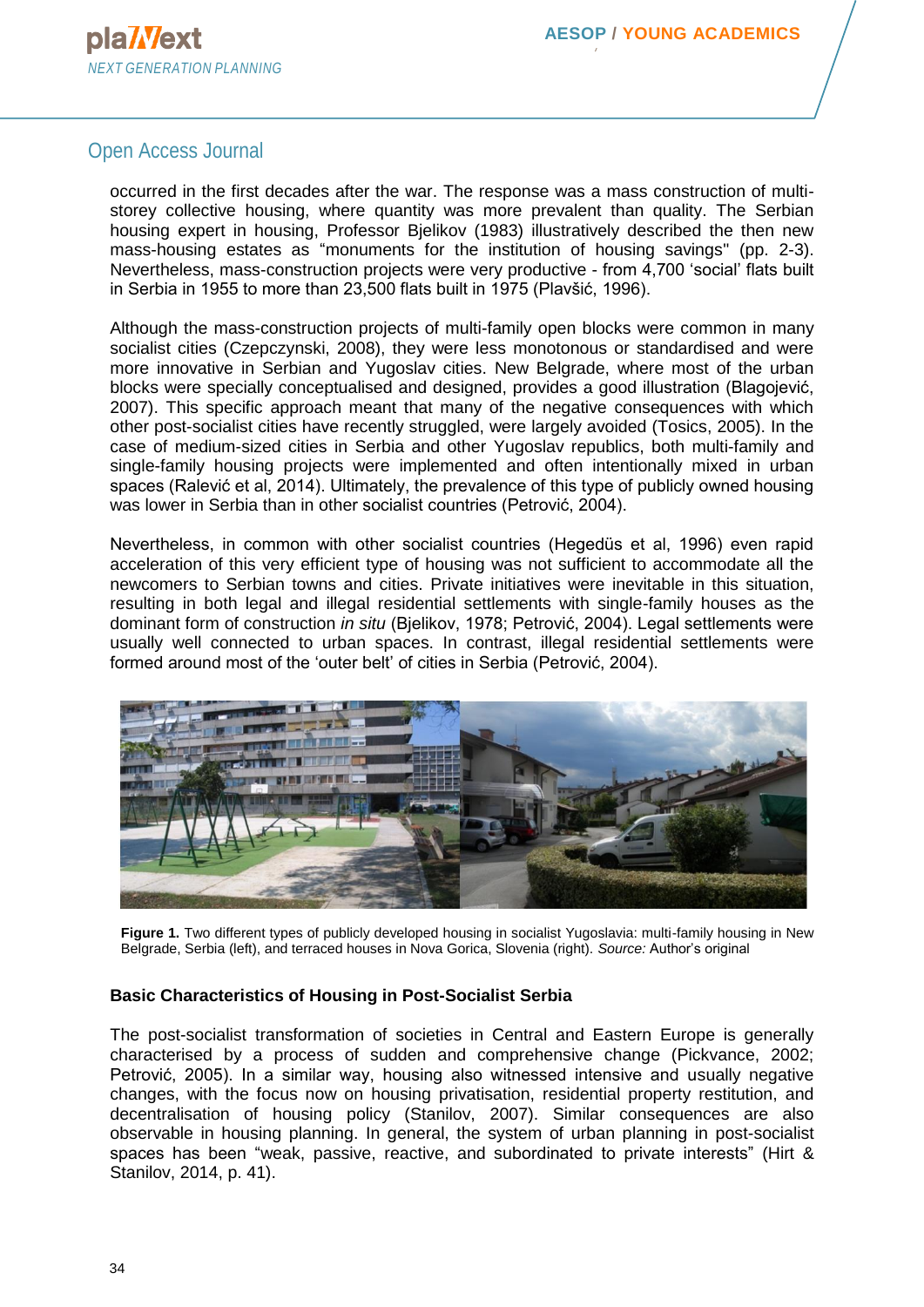occurred in the first decades after the war. The response was a mass construction of multi-storey collective housing, where quantity was more prevalent than quality. The Serbian housing expert in housing, Professor Bjelikov (1983) illustratively described the then new mass-housing estates as "monuments for the institution of housing savings" (pp. 2-3). Nevertheless, mass-construction projects were very productive - from 4,700 'social' flats built in Serbia in 1955 to more than 23,500 flats built in 1975 (Plavšić, 1996).

Although the mass-construction projects of multi-family open blocks were common in many socialist cities (Czepczynski, 2008), they were less monotonous or standardised and were more innovative in Serbian and Yugoslav cities. New Belgrade, where most of the urban blocks were specially conceptualised and designed, provides a good illustration (Blagojević, 2007). This specific approach meant that many of the negative consequences with which other post-socialist cities have recently struggled, were largely avoided (Tosics, 2005). In the case of medium-sized cities in Serbia and other Yugoslav republics, both multi-family and single-family housing projects were implemented and often intentionally mixed in urban spaces (Ralević et al, 2014). Ultimately, the prevalence of this type of publicly owned housing was lower in Serbia than in other socialist countries (Petrović, 2004).

Nevertheless, in common with other socialist countries (Hegedüs et al, 1996) even rapid acceleration of this very efficient type of housing was not sufficient to accommodate all the newcomers to Serbian towns and cities. Private initiatives were inevitable in this situation, resulting in both legal and illegal residential settlements with single-family houses as the dominant form of construction *in situ* (Bjelikov, 1978; Petrović, 2004). Legal settlements were usually well connected to urban spaces. In contrast, illegal residential settlements were formed around most of the 'outer belt' of cities in Serbia (Petrović, 2004).

**Figure 1.** Two different types of publicly developed housing in socialist Yugoslavia: multi-family housing in New Belgrade, Serbia (left), and terraced houses in Nova Gorica, Slovenia (right). *Source:* Author's original

### Basic Characteristics of Housing in Post-Socialist Serbia

The post-socialist transformation of societies in Central and Eastern Europe is generally characterised by a process of sudden and comprehensive change (Pickvance, 2002; Petrović, 2005). In a similar way, housing also witnessed intensive and usually negative changes, with the focus now on housing privatisation, residential property restitution, and decentralisation of housing policy (Stanilov, 2007). Similar consequences are also observable in housing planning. In general, the system of urban planning in post-socialist spaces has been "weak, passive, reactive, and subordinated to private interests" (Hirt & Stanilov, 2014, p. 41).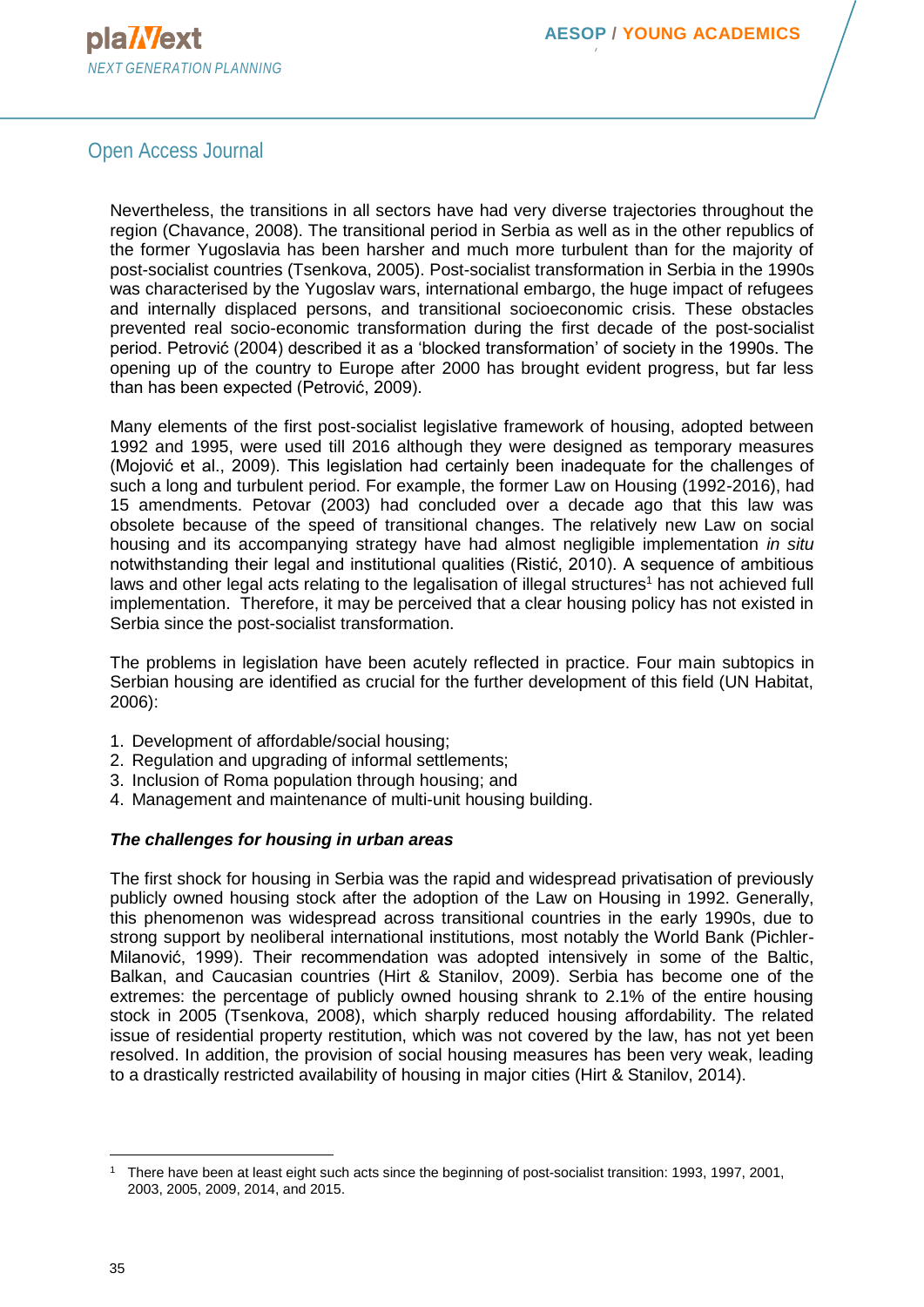Nevertheless, the transitions in all sectors have had very diverse trajectories throughout the region (Chavance, 2008). The transitional period in Serbia as well as in the other republics of the former Yugoslavia has been harsher and much more turbulent than for the majority of post-socialist countries (Tsenkova, 2005). Post-socialist transformation in Serbia in the 1990s was characterised by the Yugoslav wars, international embargo, the huge impact of refugees and internally displaced persons, and transitional socioeconomic crisis. These obstacles prevented real socio-economic transformation during the first decade of the post-socialist period. Petrović (2004) described it as a 'blocked transformation' of society in the 1990s. The opening up of the country to Europe after 2000 has brought evident progress, but far less than has been expected (Petrović, 2009).

Many elements of the first post-socialist legislative framework of housing, adopted between 1992 and 1995, were used till 2016 although they were designed as temporary measures (Mojović et al., 2009). This legislation had certainly been inadequate for the challenges of such a long and turbulent period. For example, the former Law on Housing (1992-2016), had 15 amendments. Petovar (2003) had concluded over a decade ago that this law was obsolete because of the speed of transitional changes. The relatively new Law on social housing and its accompanying strategy have had almost negligible implementation *in situ* notwithstanding their legal and institutional qualities (Ristić, 2010). A sequence of ambitious laws and other legal acts relating to the legalisation of illegal structures[1] has not achieved full implementation. Therefore, it may be perceived that a clear housing policy has not existed in Serbia since the post-socialist transformation.

The problems in legislation have been acutely reflected in practice. Four main subtopics in Serbian housing are identified as crucial for the further development of this field (UN Habitat, 2006):

1. Development of affordable/social housing;
2. Regulation and upgrading of informal settlements;
3. Inclusion of Roma population through housing; and
4. Management and maintenance of multi-unit housing building.

***The challenges for housing in urban areas***

The first shock for housing in Serbia was the rapid and widespread privatisation of previously publicly owned housing stock after the adoption of the Law on Housing in 1992. Generally, this phenomenon was widespread across transitional countries in the early 1990s, due to strong support by neoliberal international institutions, most notably the World Bank (Pichler-Milanović, 1999). Their recommendation was adopted intensively in some of the Baltic, Balkan, and Caucasian countries (Hirt & Stanilov, 2009). Serbia has become one of the extremes: the percentage of publicly owned housing shrank to 2.1% of the entire housing stock in 2005 (Tsenkova, 2008), which sharply reduced housing affordability. The related issue of residential property restitution, which was not covered by the law, has not yet been resolved. In addition, the provision of social housing measures has been very weak, leading to a drastically restricted availability of housing in major cities (Hirt & Stanilov, 2014).

---

[1] There have been at least eight such acts since the beginning of post-socialist transition: 1993, 1997, 2001, 2003, 2005, 2009, 2014, and 2015.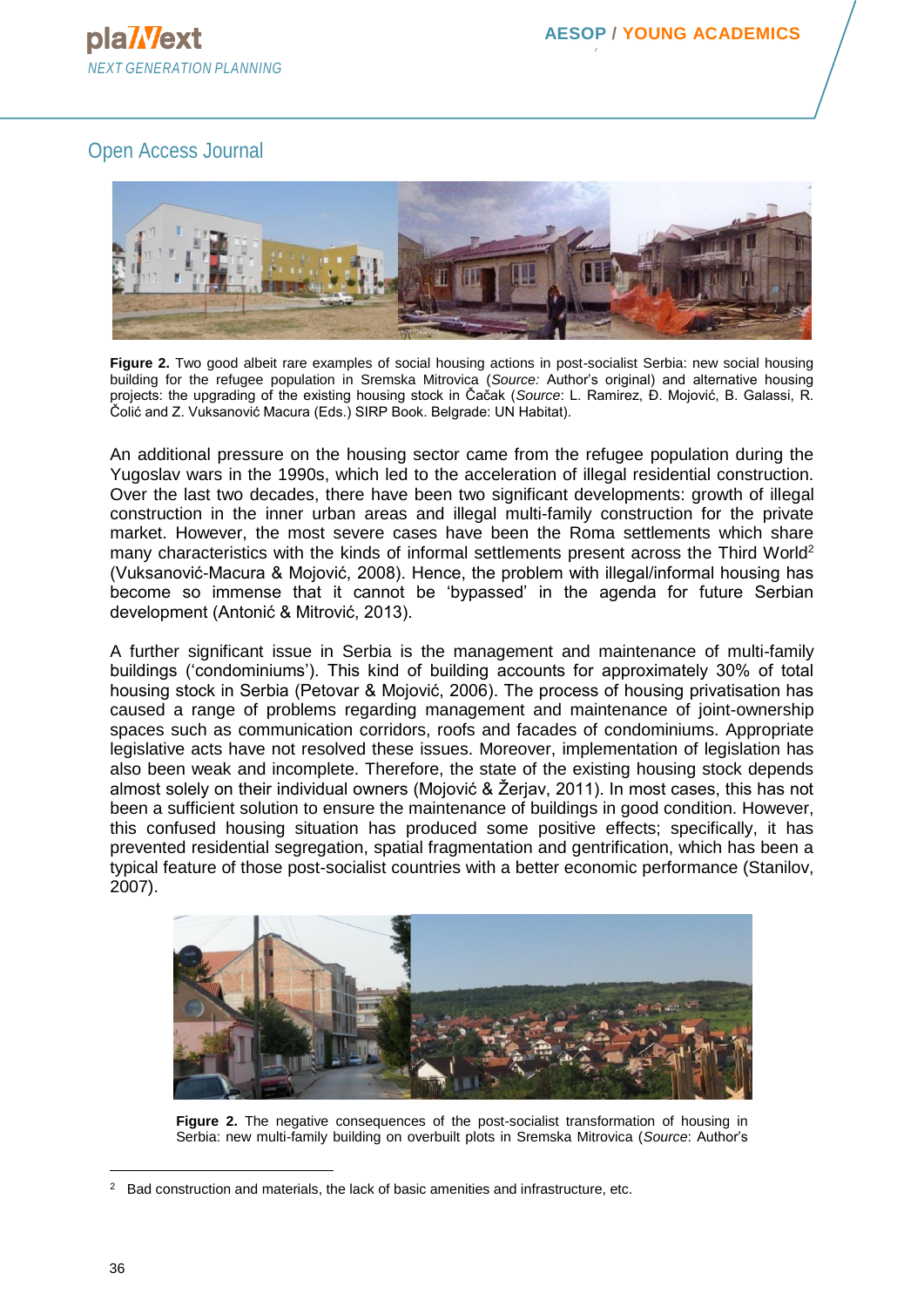**Figure 2.** Two good albeit rare examples of social housing actions in post-socialist Serbia: new social housing building for the refugee population in Sremska Mitrovica (*Source:* Author's original) and alternative housing projects: the upgrading of the existing housing stock in Čačak (*Source*: L. Ramirez, Đ. Mojović, B. Galassi, R. Čolić and Z. Vuksanović Macura (Eds.) SIRP Book. Belgrade: UN Habitat).

An additional pressure on the housing sector came from the refugee population during the Yugoslav wars in the 1990s, which led to the acceleration of illegal residential construction. Over the last two decades, there have been two significant developments: growth of illegal construction in the inner urban areas and illegal multi-family construction for the private market. However, the most severe cases have been the Roma settlements which share many characteristics with the kinds of informal settlements present across the Third World[2] (Vuksanović-Macura & Mojović, 2008). Hence, the problem with illegal/informal housing has become so immense that it cannot be 'bypassed' in the agenda for future Serbian development (Antonić & Mitrović, 2013).

A further significant issue in Serbia is the management and maintenance of multi-family buildings ('condominiums'). This kind of building accounts for approximately 30% of total housing stock in Serbia (Petovar & Mojović, 2006). The process of housing privatisation has caused a range of problems regarding management and maintenance of joint-ownership spaces such as communication corridors, roofs and facades of condominiums. Appropriate legislative acts have not resolved these issues. Moreover, implementation of legislation has also been weak and incomplete. Therefore, the state of the existing housing stock depends almost solely on their individual owners (Mojović & Žerjav, 2011). In most cases, this has not been a sufficient solution to ensure the maintenance of buildings in good condition. However, this confused housing situation has produced some positive effects; specifically, it has prevented residential segregation, spatial fragmentation and gentrification, which has been a typical feature of those post-socialist countries with a better economic performance (Stanilov, 2007).

**Figure 2.** The negative consequences of the post-socialist transformation of housing in Serbia: new multi-family building on overbuilt plots in Sremska Mitrovica (*Source*: Author's

[2] Bad construction and materials, the lack of basic amenities and infrastructure, etc.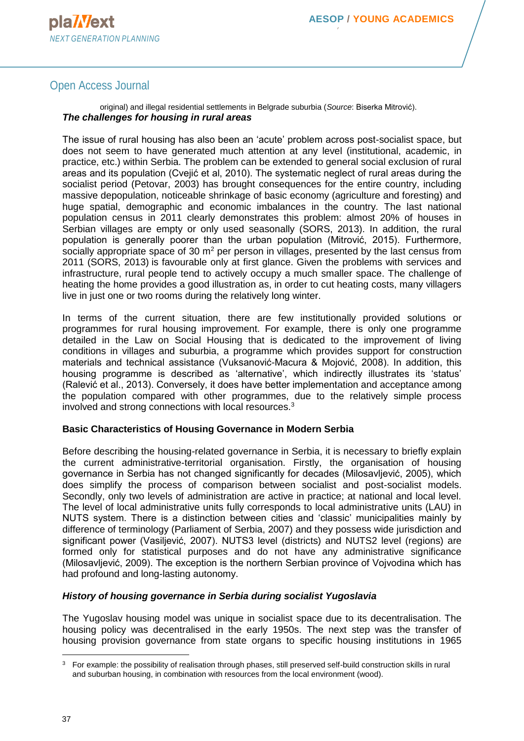original) and illegal residential settlements in Belgrade suburbia (*Source*: Biserka Mitrović).

***The challenges for housing in rural areas***

The issue of rural housing has also been an 'acute' problem across post-socialist space, but does not seem to have generated much attention at any level (institutional, academic, in practice, etc.) within Serbia. The problem can be extended to general social exclusion of rural areas and its population (Cvejić et al, 2010). The systematic neglect of rural areas during the socialist period (Petovar, 2003) has brought consequences for the entire country, including massive depopulation, noticeable shrinkage of basic economy (agriculture and foresting) and huge spatial, demographic and economic imbalances in the country. The last national population census in 2011 clearly demonstrates this problem: almost 20% of houses in Serbian villages are empty or only used seasonally (SORS, 2013). In addition, the rural population is generally poorer than the urban population (Mitrović, 2015). Furthermore, socially appropriate space of 30 $m^2$ per person in villages, presented by the last census from 2011 (SORS, 2013) is favourable only at first glance. Given the problems with services and infrastructure, rural people tend to actively occupy a much smaller space. The challenge of heating the home provides a good illustration as, in order to cut heating costs, many villagers live in just one or two rooms during the relatively long winter.

In terms of the current situation, there are few institutionally provided solutions or programmes for rural housing improvement. For example, there is only one programme detailed in the Law on Social Housing that is dedicated to the improvement of living conditions in villages and suburbia, a programme which provides support for construction materials and technical assistance (Vuksanović-Macura & Mojović, 2008). In addition, this housing programme is described as 'alternative', which indirectly illustrates its 'status' (Ralević et al., 2013). Conversely, it does have better implementation and acceptance among the population compared with other programmes, due to the relatively simple process involved and strong connections with local resources.[3]

**Basic Characteristics of Housing Governance in Modern Serbia**

Before describing the housing-related governance in Serbia, it is necessary to briefly explain the current administrative-territorial organisation. Firstly, the organisation of housing governance in Serbia has not changed significantly for decades (Milosavljević, 2005), which does simplify the process of comparison between socialist and post-socialist models. Secondly, only two levels of administration are active in practice; at national and local level. The level of local administrative units fully corresponds to local administrative units (LAU) in NUTS system. There is a distinction between cities and 'classic' municipalities mainly by difference of terminology (Parliament of Serbia, 2007) and they possess wide jurisdiction and significant power (Vasiljević, 2007). NUTS3 level (districts) and NUTS2 level (regions) are formed only for statistical purposes and do not have any administrative significance (Milosavljević, 2009). The exception is the northern Serbian province of Vojvodina which has had profound and long-lasting autonomy.

***History of housing governance in Serbia during socialist Yugoslavia***

The Yugoslav housing model was unique in socialist space due to its decentralisation. The housing policy was decentralised in the early 1950s. The next step was the transfer of housing provision governance from state organs to specific housing institutions in 1965

---

[3] For example: the possibility of realisation through phases, still preserved self-build construction skills in rural and suburban housing, in combination with resources from the local environment (wood).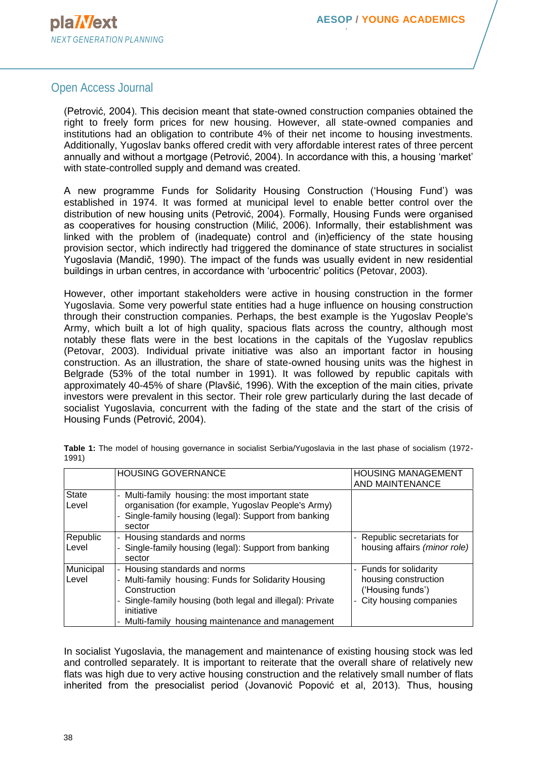(Petrović, 2004). This decision meant that state-owned construction companies obtained the right to freely form prices for new housing. However, all state-owned companies and institutions had an obligation to contribute 4% of their net income to housing investments. Additionally, Yugoslav banks offered credit with very affordable interest rates of three percent annually and without a mortgage (Petrović, 2004). In accordance with this, a housing 'market' with state-controlled supply and demand was created.

A new programme Funds for Solidarity Housing Construction ('Housing Fund') was established in 1974. It was formed at municipal level to enable better control over the distribution of new housing units (Petrović, 2004). Formally, Housing Funds were organised as cooperatives for housing construction (Milić, 2006). Informally, their establishment was linked with the problem of (inadequate) control and (in)efficiency of the state housing provision sector, which indirectly had triggered the dominance of state structures in socialist Yugoslavia (Mandič, 1990). The impact of the funds was usually evident in new residential buildings in urban centres, in accordance with 'urbocentric' politics (Petovar, 2003).

However, other important stakeholders were active in housing construction in the former Yugoslavia. Some very powerful state entities had a huge influence on housing construction through their construction companies. Perhaps, the best example is the Yugoslav People's Army, which built a lot of high quality, spacious flats across the country, although most notably these flats were in the best locations in the capitals of the Yugoslav republics (Petovar, 2003). Individual private initiative was also an important factor in housing construction. As an illustration, the share of state-owned housing units was the highest in Belgrade (53% of the total number in 1991). It was followed by republic capitals with approximately 40-45% of share (Plavšić, 1996). With the exception of the main cities, private investors were prevalent in this sector. Their role grew particularly during the last decade of socialist Yugoslavia, concurrent with the fading of the state and the start of the crisis of Housing Funds (Petrović, 2004).

**Table 1:** The model of housing governance in socialist Serbia/Yugoslavia in the last phase of socialism (1972-1991)

| | HOUSING GOVERNANCE | HOUSING MANAGEMENT AND MAINTENANCE |
|---|---|---|
| State Level | - Multi-family housing: the most important state organisation (for example, Yugoslav People's Army)<br>- Single-family housing (legal): Support from banking sector | |
| Republic Level | - Housing standards and norms<br>- Single-family housing (legal): Support from banking sector | - Republic secretariats for housing affairs *(minor role)* |
| Municipal Level | - Housing standards and norms<br>- Multi-family housing: Funds for Solidarity Housing Construction<br>- Single-family housing (both legal and illegal): Private initiative<br>- Multi-family housing maintenance and management | - Funds for solidarity housing construction ('Housing funds')<br>- City housing companies |

In socialist Yugoslavia, the management and maintenance of existing housing stock was led and controlled separately. It is important to reiterate that the overall share of relatively new flats was high due to very active housing construction and the relatively small number of flats inherited from the presocialist period (Jovanović Popović et al, 2013). Thus, housing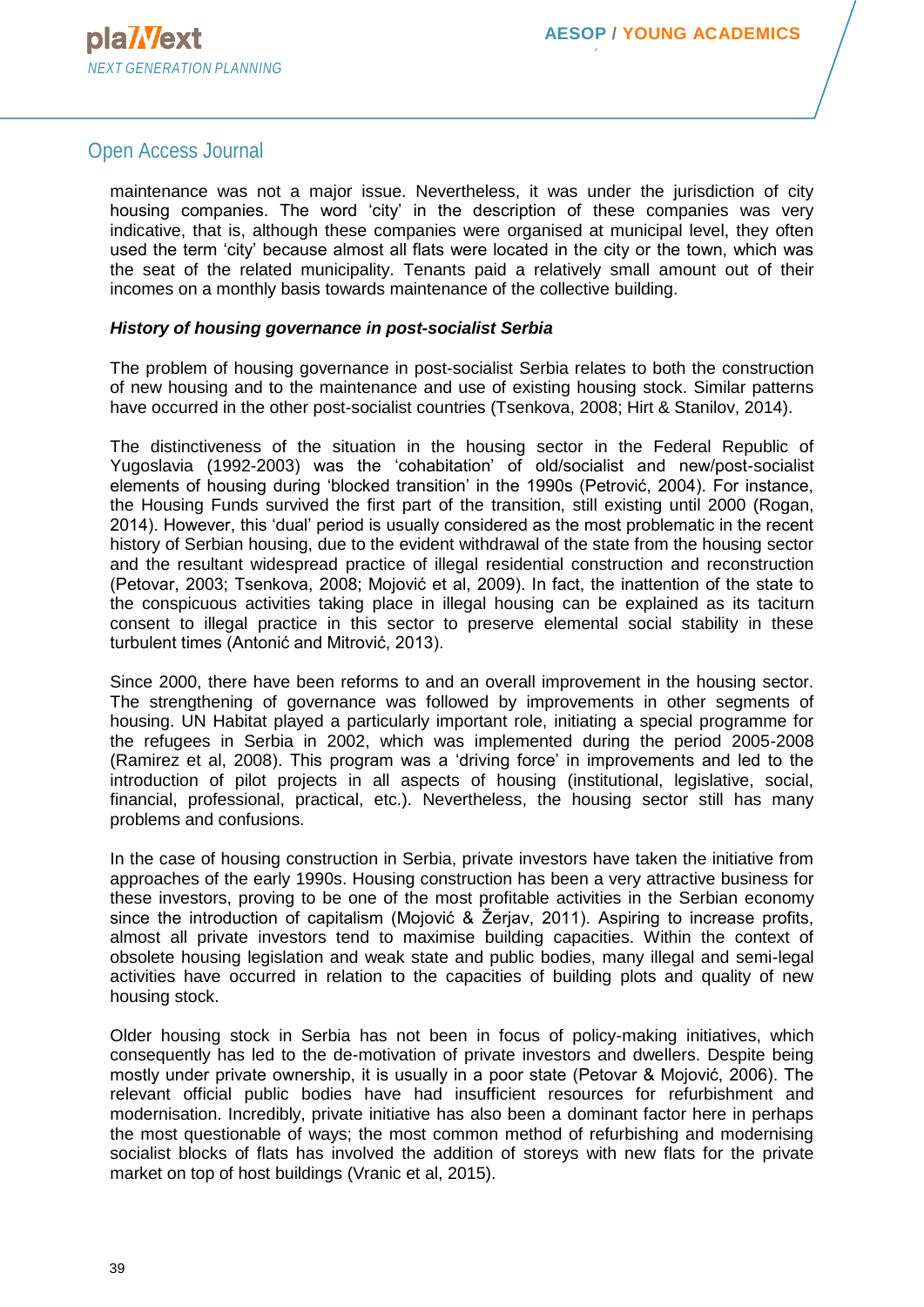maintenance was not a major issue. Nevertheless, it was under the jurisdiction of city housing companies. The word 'city' in the description of these companies was very indicative, that is, although these companies were organised at municipal level, they often used the term 'city' because almost all flats were located in the city or the town, which was the seat of the related municipality. Tenants paid a relatively small amount out of their incomes on a monthly basis towards maintenance of the collective building.

***History of housing governance in post-socialist Serbia***

The problem of housing governance in post-socialist Serbia relates to both the construction of new housing and to the maintenance and use of existing housing stock. Similar patterns have occurred in the other post-socialist countries (Tsenkova, 2008; Hirt & Stanilov, 2014).

The distinctiveness of the situation in the housing sector in the Federal Republic of Yugoslavia (1992-2003) was the 'cohabitation' of old/socialist and new/post-socialist elements of housing during 'blocked transition' in the 1990s (Petrović, 2004). For instance, the Housing Funds survived the first part of the transition, still existing until 2000 (Rogan, 2014). However, this 'dual' period is usually considered as the most problematic in the recent history of Serbian housing, due to the evident withdrawal of the state from the housing sector and the resultant widespread practice of illegal residential construction and reconstruction (Petovar, 2003; Tsenkova, 2008; Mojović et al, 2009). In fact, the inattention of the state to the conspicuous activities taking place in illegal housing can be explained as its taciturn consent to illegal practice in this sector to preserve elemental social stability in these turbulent times (Antonić and Mitrović, 2013).

Since 2000, there have been reforms to and an overall improvement in the housing sector. The strengthening of governance was followed by improvements in other segments of housing. UN Habitat played a particularly important role, initiating a special programme for the refugees in Serbia in 2002, which was implemented during the period 2005-2008 (Ramirez et al, 2008). This program was a 'driving force' in improvements and led to the introduction of pilot projects in all aspects of housing (institutional, legislative, social, financial, professional, practical, etc.). Nevertheless, the housing sector still has many problems and confusions.

In the case of housing construction in Serbia, private investors have taken the initiative from approaches of the early 1990s. Housing construction has been a very attractive business for these investors, proving to be one of the most profitable activities in the Serbian economy since the introduction of capitalism (Mojović & Žerjav, 2011). Aspiring to increase profits, almost all private investors tend to maximise building capacities. Within the context of obsolete housing legislation and weak state and public bodies, many illegal and semi-legal activities have occurred in relation to the capacities of building plots and quality of new housing stock.

Older housing stock in Serbia has not been in focus of policy-making initiatives, which consequently has led to the de-motivation of private investors and dwellers. Despite being mostly under private ownership, it is usually in a poor state (Petovar & Mojović, 2006). The relevant official public bodies have had insufficient resources for refurbishment and modernisation. Incredibly, private initiative has also been a dominant factor here in perhaps the most questionable of ways; the most common method of refurbishing and modernising socialist blocks of flats has involved the addition of storeys with new flats for the private market on top of host buildings (Vranic et al, 2015).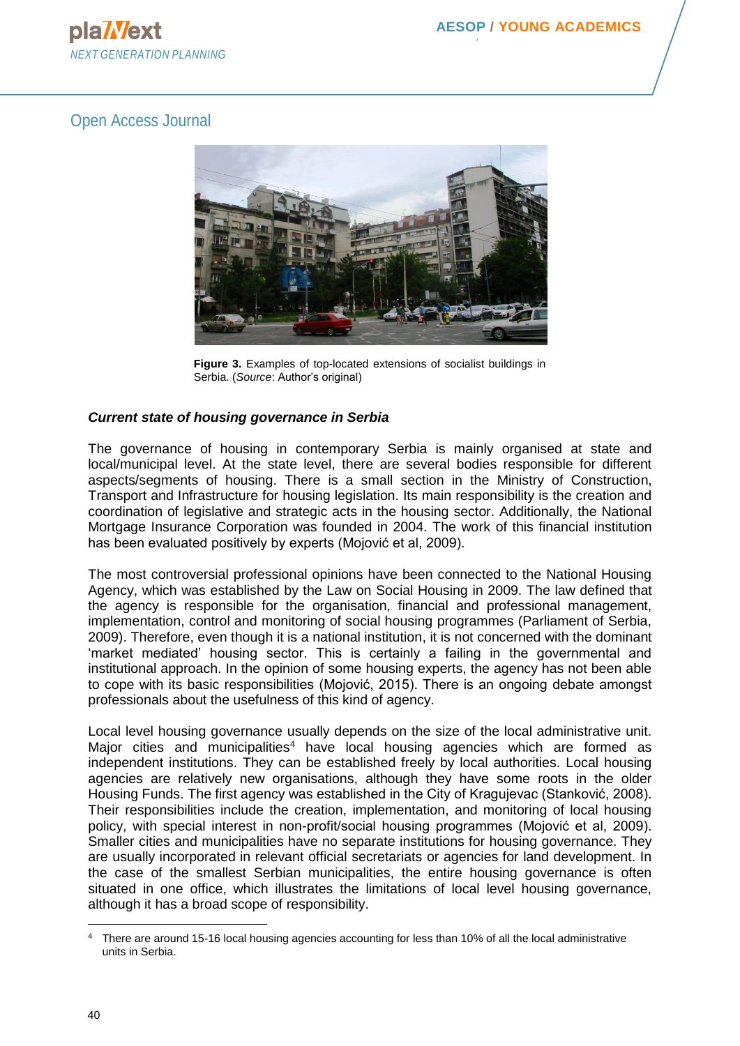Figure 3. Examples of top-located extensions of socialist buildings in Serbia. (*Source*: Author's original)

### *Current state of housing governance in Serbia*

The governance of housing in contemporary Serbia is mainly organised at state and local/municipal level. At the state level, there are several bodies responsible for different aspects/segments of housing. There is a small section in the Ministry of Construction, Transport and Infrastructure for housing legislation. Its main responsibility is the creation and coordination of legislative and strategic acts in the housing sector. Additionally, the National Mortgage Insurance Corporation was founded in 2004. The work of this financial institution has been evaluated positively by experts (Mojović et al, 2009).

The most controversial professional opinions have been connected to the National Housing Agency, which was established by the Law on Social Housing in 2009. The law defined that the agency is responsible for the organisation, financial and professional management, implementation, control and monitoring of social housing programmes (Parliament of Serbia, 2009). Therefore, even though it is a national institution, it is not concerned with the dominant 'market mediated' housing sector. This is certainly a failing in the governmental and institutional approach. In the opinion of some housing experts, the agency has not been able to cope with its basic responsibilities (Mojović, 2015). There is an ongoing debate amongst professionals about the usefulness of this kind of agency.

Local level housing governance usually depends on the size of the local administrative unit. Major cities and municipalities[4] have local housing agencies which are formed as independent institutions. They can be established freely by local authorities. Local housing agencies are relatively new organisations, although they have some roots in the older Housing Funds. The first agency was established in the City of Kragujevac (Stanković, 2008). Their responsibilities include the creation, implementation, and monitoring of local housing policy, with special interest in non-profit/social housing programmes (Mojović et al, 2009). Smaller cities and municipalities have no separate institutions for housing governance. They are usually incorporated in relevant official secretariats or agencies for land development. In the case of the smallest Serbian municipalities, the entire housing governance is often situated in one office, which illustrates the limitations of local level housing governance, although it has a broad scope of responsibility.

[4] There are around 15-16 local housing agencies accounting for less than 10% of all the local administrative units in Serbia.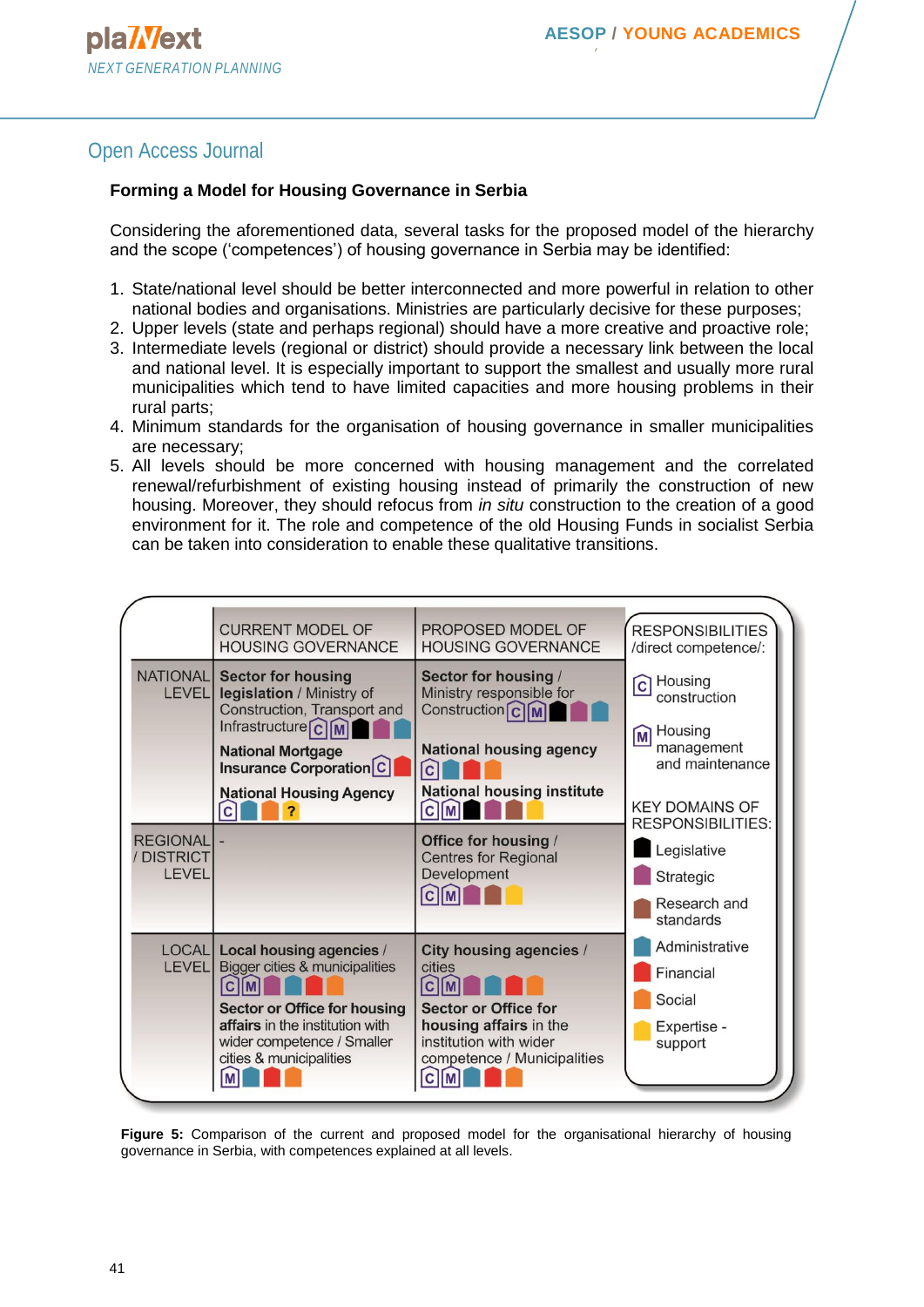### Forming a Model for Housing Governance in Serbia

Considering the aforementioned data, several tasks for the proposed model of the hierarchy and the scope ('competences') of housing governance in Serbia may be identified:

1. State/national level should be better interconnected and more powerful in relation to other national bodies and organisations. Ministries are particularly decisive for these purposes;
2. Upper levels (state and perhaps regional) should have a more creative and proactive role;
3. Intermediate levels (regional or district) should provide a necessary link between the local and national level. It is especially important to support the smallest and usually more rural municipalities which tend to have limited capacities and more housing problems in their rural parts;
4. Minimum standards for the organisation of housing governance in smaller municipalities are necessary;
5. All levels should be more concerned with housing management and the correlated renewal/refurbishment of existing housing instead of primarily the construction of new housing. Moreover, they should refocus from *in situ* construction to the creation of a good environment for it. The role and competence of the old Housing Funds in socialist Serbia can be taken into consideration to enable these qualitative transitions.

| | CURRENT MODEL OF HOUSING GOVERNANCE | PROPOSED MODEL OF HOUSING GOVERNANCE |
|---|---|---|
| NATIONAL LEVEL | **Sector for housing legislation** / Ministry of Construction, Transport and Infrastructure [C][M] Legislative, Strategic, Administrative; **National Mortgage Insurance Corporation** [C] Financial; **National Housing Agency** [C] Administrative, Social, ? | **Sector for housing** / Ministry responsible for Construction [C][M] Legislative, Strategic, Administrative; **National housing agency** [C] Administrative, Financial, Social; **National housing institute** [C][M] Legislative, Strategic, Research and standards, Expertise-support |
| REGIONAL / DISTRICT LEVEL | - | **Office for housing** / Centres for Regional Development [C][M] Strategic, Research and standards, Expertise-support |
| LOCAL LEVEL | **Local housing agencies** / Bigger cities & municipalities [C][M] Strategic, Administrative, Financial, Social; **Sector or Office for housing affairs** in the institution with wider competence / Smaller cities & municipalities [M] Administrative, Financial, Social | **City housing agencies** / cities [C][M] Strategic, Administrative, Financial, Social; **Sector or Office for housing affairs** in the institution with wider competence / Municipalities [C][M] Administrative, Financial, Social |

RESPONSIBILITIES /direct competence/: [C] Housing construction; [M] Housing management and maintenance

KEY DOMAINS OF RESPONSIBILITIES: Legislative; Strategic; Research and standards; Administrative; Financial; Social; Expertise - support

**Figure 5:** Comparison of the current and proposed model for the organisational hierarchy of housing governance in Serbia, with competences explained at all levels.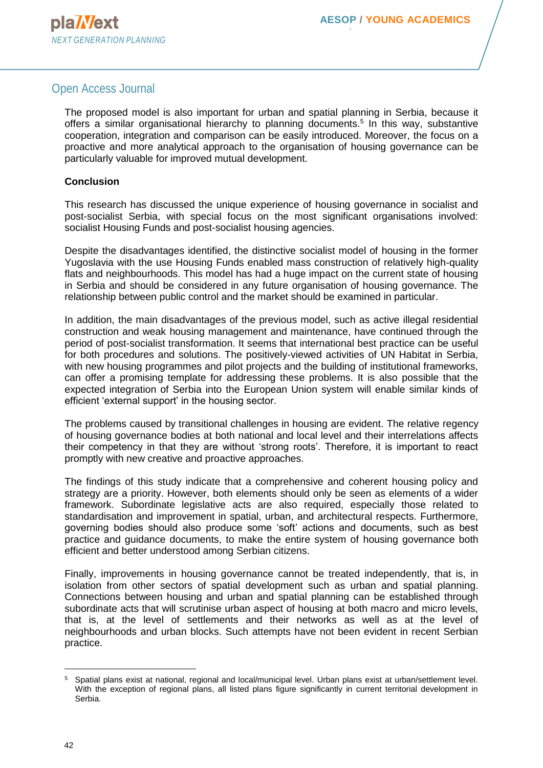The proposed model is also important for urban and spatial planning in Serbia, because it offers a similar organisational hierarchy to planning documents.[5] In this way, substantive cooperation, integration and comparison can be easily introduced. Moreover, the focus on a proactive and more analytical approach to the organisation of housing governance can be particularly valuable for improved mutual development.

**Conclusion**

This research has discussed the unique experience of housing governance in socialist and post-socialist Serbia, with special focus on the most significant organisations involved: socialist Housing Funds and post-socialist housing agencies.

Despite the disadvantages identified, the distinctive socialist model of housing in the former Yugoslavia with the use Housing Funds enabled mass construction of relatively high-quality flats and neighbourhoods. This model has had a huge impact on the current state of housing in Serbia and should be considered in any future organisation of housing governance. The relationship between public control and the market should be examined in particular.

In addition, the main disadvantages of the previous model, such as active illegal residential construction and weak housing management and maintenance, have continued through the period of post-socialist transformation. It seems that international best practice can be useful for both procedures and solutions. The positively-viewed activities of UN Habitat in Serbia, with new housing programmes and pilot projects and the building of institutional frameworks, can offer a promising template for addressing these problems. It is also possible that the expected integration of Serbia into the European Union system will enable similar kinds of efficient 'external support' in the housing sector.

The problems caused by transitional challenges in housing are evident. The relative regency of housing governance bodies at both national and local level and their interrelations affects their competency in that they are without 'strong roots'. Therefore, it is important to react promptly with new creative and proactive approaches.

The findings of this study indicate that a comprehensive and coherent housing policy and strategy are a priority. However, both elements should only be seen as elements of a wider framework. Subordinate legislative acts are also required, especially those related to standardisation and improvement in spatial, urban, and architectural respects. Furthermore, governing bodies should also produce some 'soft' actions and documents, such as best practice and guidance documents, to make the entire system of housing governance both efficient and better understood among Serbian citizens.

Finally, improvements in housing governance cannot be treated independently, that is, in isolation from other sectors of spatial development such as urban and spatial planning. Connections between housing and urban and spatial planning can be established through subordinate acts that will scrutinise urban aspect of housing at both macro and micro levels, that is, at the level of settlements and their networks as well as at the level of neighbourhoods and urban blocks. Such attempts have not been evident in recent Serbian practice.

---

[5] Spatial plans exist at national, regional and local/municipal level. Urban plans exist at urban/settlement level. With the exception of regional plans, all listed plans figure significantly in current territorial development in Serbia.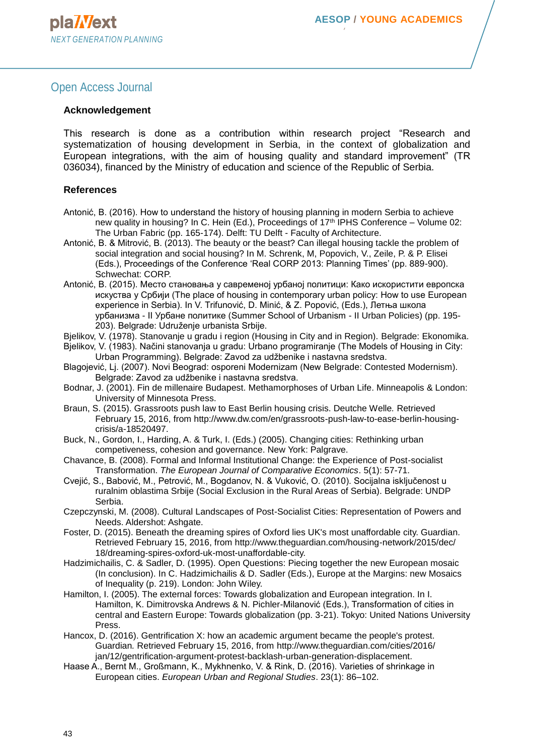## Acknowledgement

This research is done as a contribution within research project "Research and systematization of housing development in Serbia, in the context of globalization and European integrations, with the aim of housing quality and standard improvement" (TR 036034), financed by the Ministry of education and science of the Republic of Serbia.

## References

Antonić, B. (2016). How to understand the history of housing planning in modern Serbia to achieve new quality in housing? In C. Hein (Ed.), Proceedings of 17th IPHS Conference – Volume 02: The Urban Fabric (pp. 165-174). Delft: TU Delft - Faculty of Architecture.

Antonić, B. & Mitrović, B. (2013). The beauty or the beast? Can illegal housing tackle the problem of social integration and social housing? In M. Schrenk, M, Popovich, V., Zeile, P. & P. Elisei (Eds.), Proceedings of the Conference 'Real CORP 2013: Planning Times' (pp. 889-900). Schwechat: CORP.

Antonić, B. (2015). Место становања у савременој урбаној политици: Како искористити европска искуства у Србији (The place of housing in contemporary urban policy: How to use European experience in Serbia). In V. Trifunović, D. Minić, & Z. Popović, (Eds.), Летња школа урбанизма - II Урбане политике (Summer School of Urbanism - II Urban Policies) (pp. 195-203). Belgrade: Udruženje urbanista Srbije.

Bjelikov, V. (1978). Stanovanje u gradu i region (Housing in City and in Region). Belgrade: Ekonomika.

Bjelikov, V. (1983). Načini stanovanja u gradu: Urbano programiranje (The Models of Housing in City: Urban Programming). Belgrade: Zavod za udžbenike i nastavna sredstva.

Blagojević, Lj. (2007). Novi Beograd: osporeni Modernizam (New Belgrade: Contested Modernism). Belgrade: Zavod za udžbenike i nastavna sredstva.

Bodnar, J. (2001). Fin de millenaire Budapest. Methamorphoses of Urban Life. Minneapolis & London: University of Minnesota Press.

Braun, S. (2015). Grassroots push law to East Berlin housing crisis. Deutche Welle. Retrieved February 15, 2016, from http://www.dw.com/en/grassroots-push-law-to-ease-berlin-housing-crisis/a-18520497.

Buck, N., Gordon, I., Harding, A. & Turk, I. (Eds.) (2005). Changing cities: Rethinking urban competiveness, cohesion and governance. New York: Palgrave.

Chavance, B. (2008). Formal and Informal Institutional Change: the Experience of Post-socialist Transformation. *The European Journal of Comparative Economics*. 5(1): 57-71.

Cvejić, S., Babović, M., Petrović, M., Bogdanov, N. & Vuković, O. (2010). Socijalna isključenost u ruralnim oblastima Srbije (Social Exclusion in the Rural Areas of Serbia). Belgrade: UNDP Serbia.

Czepczynski, M. (2008). Cultural Landscapes of Post-Socialist Cities: Representation of Powers and Needs. Aldershot: Ashgate.

Foster, D. (2015). Beneath the dreaming spires of Oxford lies UK's most unaffordable city. Guardian. Retrieved February 15, 2016, from http://www.theguardian.com/housing-network/2015/dec/18/dreaming-spires-oxford-uk-most-unaffordable-city.

Hadzimichailis, C. & Sadler, D. (1995). Open Questions: Piecing together the new European mosaic (In conclusion). In C. Hadzimichailis & D. Sadler (Eds.), Europe at the Margins: new Mosaics of Inequality (p. 219). London: John Wiley.

Hamilton, I. (2005). The external forces: Towards globalization and European integration. In I. Hamilton, K. Dimitrovska Andrews & N. Pichler-Milanović (Eds.), Transformation of cities in central and Eastern Europe: Towards globalization (pp. 3-21). Tokyo: United Nations University Press.

Hancox, D. (2016). Gentrification X: how an academic argument became the people's protest. Guardian. Retrieved February 15, 2016, from http://www.theguardian.com/cities/2016/jan/12/gentrification-argument-protest-backlash-urban-generation-displacement.

Haase A., Bernt M., Großmann, K., Mykhnenko, V. & Rink, D. (2016). Varieties of shrinkage in European cities. *European Urban and Regional Studies*. 23(1): 86–102.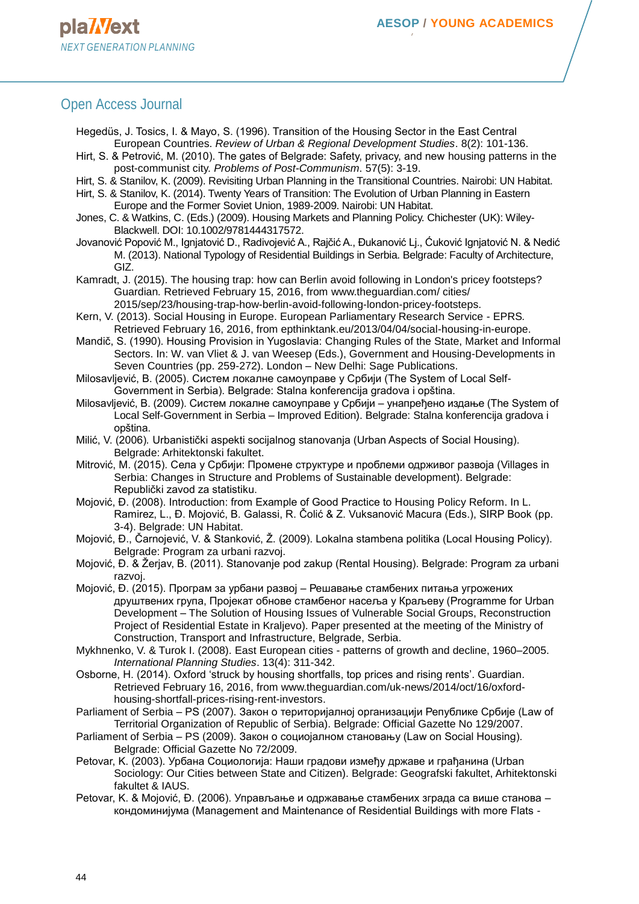Hegedüs, J. Tosics, I. & Mayo, S. (1996). Transition of the Housing Sector in the East Central European Countries. *Review of Urban & Regional Development Studies*. 8(2): 101-136.

Hirt, S. & Petrović, M. (2010). The gates of Belgrade: Safety, privacy, and new housing patterns in the post-communist city. *Problems of Post-Communism*. 57(5): 3-19.

Hirt, S. & Stanilov, K. (2009). Revisiting Urban Planning in the Transitional Countries. Nairobi: UN Habitat.

Hirt, S. & Stanilov, K. (2014). Twenty Years of Transition: The Evolution of Urban Planning in Eastern Europe and the Former Soviet Union, 1989-2009. Nairobi: UN Habitat.

Jones, C. & Watkins, C. (Eds.) (2009). Housing Markets and Planning Policy. Chichester (UK): Wiley-Blackwell. DOI: 10.1002/9781444317572.

Jovanović Popović M., Ignjatović D., Radivojević A., Rajčić A., Đukanović Lj., Ćuković Ignjatović N. & Nedić M. (2013). National Typology of Residential Buildings in Serbia. Belgrade: Faculty of Architecture, GIZ.

Kamradt, J. (2015). The housing trap: how can Berlin avoid following in London's pricey footsteps? Guardian. Retrieved February 15, 2016, from www.theguardian.com/ cities/ 2015/sep/23/housing-trap-how-berlin-avoid-following-london-pricey-footsteps.

Kern, V. (2013). Social Housing in Europe. European Parliamentary Research Service - EPRS. Retrieved February 16, 2016, from epthinktank.eu/2013/04/04/social-housing-in-europe.

Mandič, S. (1990). Housing Provision in Yugoslavia: Changing Rules of the State, Market and Informal Sectors. In: W. van Vliet & J. van Weesep (Eds.), Government and Housing-Developments in Seven Countries (pp. 259-272). London – New Delhi: Sage Publications.

Milosavljević, B. (2005). Систем локалне самоуправе у Србији (The System of Local Self-Government in Serbia). Belgrade: Stalna konferencija gradova i opština.

Milosavljević, B. (2009). Систем локалне самоуправе у Србији – унапређено издање (The System of Local Self-Government in Serbia – Improved Edition). Belgrade: Stalna konferencija gradova i opština.

Milić, V. (2006). Urbanistički aspekti socijalnog stanovanja (Urban Aspects of Social Housing). Belgrade: Arhitektonski fakultet.

Mitrović, M. (2015). Села у Србији: Промене структуре и проблеми одрживог развоја (Villages in Serbia: Changes in Structure and Problems of Sustainable development). Belgrade: Republički zavod za statistiku.

Mojović, Đ. (2008). Introduction: from Example of Good Practice to Housing Policy Reform. In L. Ramirez, L., Đ. Mojović, B. Galassi, R. Čolić & Z. Vuksanović Macura (Eds.), SIRP Book (pp. 3-4). Belgrade: UN Habitat.

Mojović, Đ., Čarnojević, V. & Stanković, Ž. (2009). Lokalna stambena politika (Local Housing Policy). Belgrade: Program za urbani razvoj.

Mojović, Đ. & Žerjav, B. (2011). Stanovanje pod zakup (Rental Housing). Belgrade: Program za urbani razvoj.

Mojović, Đ. (2015). Програм за урбани развој – Решавање стамбених питања угрожених друштвених група, Пројекат обнове стамбеног насеља у Краљеву (Programme for Urban Development – The Solution of Housing Issues of Vulnerable Social Groups, Reconstruction Project of Residential Estate in Kraljevo). Paper presented at the meeting of the Ministry of Construction, Transport and Infrastructure, Belgrade, Serbia.

Mykhnenko, V. & Turok I. (2008). East European cities - patterns of growth and decline, 1960–2005. *International Planning Studies*. 13(4): 311-342.

Osborne, H. (2014). Oxford 'struck by housing shortfalls, top prices and rising rents'. Guardian. Retrieved February 16, 2016, from www.theguardian.com/uk-news/2014/oct/16/oxford-housing-shortfall-prices-rising-rent-investors.

Parliament of Serbia – PS (2007). Закон о територијалној организацији Републике Србије (Law of Territorial Organization of Republic of Serbia). Belgrade: Official Gazette No 129/2007.

Parliament of Serbia – PS (2009). Закон о социјалном становању (Law on Social Housing). Belgrade: Official Gazette No 72/2009.

Petovar, K. (2003). Урбана Социологија: Наши градови између државе и грађанина (Urban Sociology: Our Cities between State and Citizen). Belgrade: Geografski fakultet, Arhitektonski fakultet & IAUS.

Petovar, K. & Mojović, Đ. (2006). Управљање и одржавање стамбених зграда са више станова – кондоминијума (Management and Maintenance of Residential Buildings with more Flats -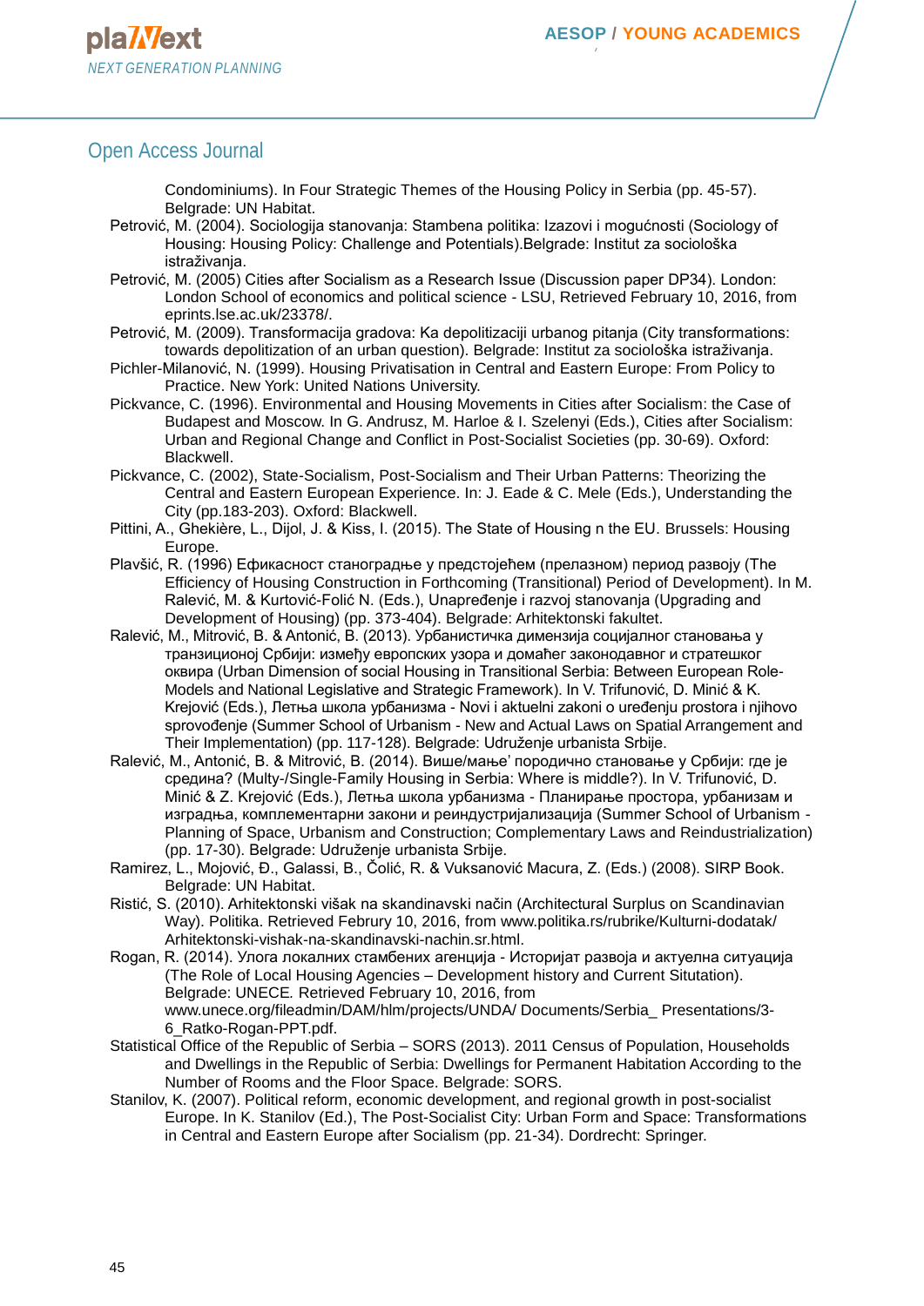Condominiums). In Four Strategic Themes of the Housing Policy in Serbia (pp. 45-57). Belgrade: UN Habitat.

Petrović, M. (2004). Sociologija stanovanja: Stambena politika: Izazovi i mogućnosti (Sociology of Housing: Housing Policy: Challenge and Potentials).Belgrade: Institut za sociološka istraživanja.

Petrović, M. (2005) Cities after Socialism as a Research Issue (Discussion paper DP34). London: London School of economics and political science - LSU, Retrieved February 10, 2016, from eprints.lse.ac.uk/23378/.

Petrović, M. (2009). Transformacija gradova: Ka depolitizaciji urbanog pitanja (City transformations: towards depolitization of an urban question). Belgrade: Institut za sociološka istraživanja.

Pichler-Milanović, N. (1999). Housing Privatisation in Central and Eastern Europe: From Policy to Practice. New York: United Nations University.

Pickvance, C. (1996). Environmental and Housing Movements in Cities after Socialism: the Case of Budapest and Moscow. In G. Andrusz, M. Harloe & I. Szelenyi (Eds.), Cities after Socialism: Urban and Regional Change and Conflict in Post-Socialist Societies (pp. 30-69). Oxford: Blackwell.

Pickvance, C. (2002), State-Socialism, Post-Socialism and Their Urban Patterns: Theorizing the Central and Eastern European Experience. In: J. Eade & C. Mele (Eds.), Understanding the City (pp.183-203). Oxford: Blackwell.

Pittini, A., Ghekière, L., Dijol, J. & Kiss, I. (2015). The State of Housing n the EU. Brussels: Housing Europe.

Plavšić, R. (1996) Ефикасност станоградње у предстојећем (прелазном) период развој (The Efficiency of Housing Construction in Forthcoming (Transitional) Period of Development). In M. Ralević, M. & Kurtović-Folić N. (Eds.), Unapređenje i razvoj stanovanja (Upgrading and Development of Housing) (pp. 373-404). Belgrade: Arhitektonski fakultet.

Ralević, M., Mitrović, B. & Antonić, B. (2013). Урбанистичка димензија социјалног становања у транзиционој Србији: између европских узора и домаћег законодавног и стратешког оквира (Urban Dimension of social Housing in Transitional Serbia: Between European Role-Models and National Legislative and Strategic Framework). In V. Trifunović, D. Minić & K. Krejović (Eds.), Летња школа урбанизма - Novi i aktuelni zakoni o uređenju prostora i njihovo sprovođenje (Summer School of Urbanism - New and Actual Laws on Spatial Arrangement and Their Implementation) (pp. 117-128). Belgrade: Udruženje urbanista Srbije.

Ralević, M., Antonić, B. & Mitrović, B. (2014). Више/мање' породично становање у Србији: где је средина? (Multy-/Single-Family Housing in Serbia: Where is middle?). In V. Trifunović, D. Minić & Z. Krejović (Eds.), Летња школа урбанизма - Планирање простора, урбанизам и изградња, комплементарни закони и реиндустријализација (Summer School of Urbanism - Planning of Space, Urbanism and Construction; Complementary Laws and Reindustrialization) (pp. 17-30). Belgrade: Udruženje urbanista Srbije.

Ramirez, L., Mojović, Đ., Galassi, B., Čolić, R. & Vuksanović Macura, Z. (Eds.) (2008). SIRP Book. Belgrade: UN Habitat.

Ristić, S. (2010). Arhitektonski višak na skandinavski način (Architectural Surplus on Scandinavian Way). Politika. Retrieved Februry 10, 2016, from www.politika.rs/rubrike/Kulturni-dodatak/ Arhitektonski-vishak-na-skandinavski-nachin.sr.html.

Rogan, R. (2014). Улога локалних стамбених агенција - Историјат развоја и актуелна ситуација (The Role of Local Housing Agencies – Development history and Current Situtation). Belgrade: UNECE. Retrieved February 10, 2016, from www.unece.org/fileadmin/DAM/hlm/projects/UNDA/ Documents/Serbia_ Presentations/3-6_Ratko-Rogan-PPT.pdf.

Statistical Office of the Republic of Serbia – SORS (2013). 2011 Census of Population, Households and Dwellings in the Republic of Serbia: Dwellings for Permanent Habitation According to the Number of Rooms and the Floor Space. Belgrade: SORS.

Stanilov, K. (2007). Political reform, economic development, and regional growth in post-socialist Europe. In K. Stanilov (Ed.), The Post-Socialist City: Urban Form and Space: Transformations in Central and Eastern Europe after Socialism (pp. 21-34). Dordrecht: Springer.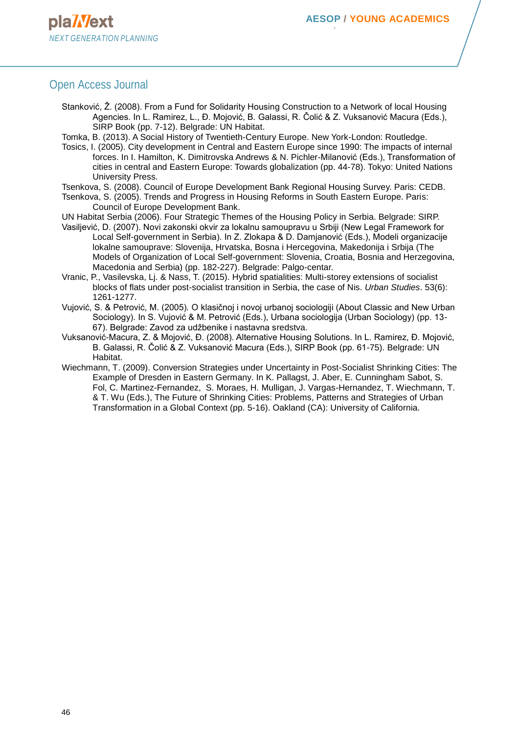Stanković, Ž. (2008). From a Fund for Solidarity Housing Construction to a Network of local Housing Agencies. In L. Ramirez, L., Đ. Mojović, B. Galassi, R. Čolić & Z. Vuksanović Macura (Eds.), SIRP Book (pp. 7-12). Belgrade: UN Habitat.

Tomka, B. (2013). A Social History of Twentieth-Century Europe. New York-London: Routledge.

Tosics, I. (2005). City development in Central and Eastern Europe since 1990: The impacts of internal forces. In I. Hamilton, K. Dimitrovska Andrews & N. Pichler-Milanović (Eds.), Transformation of cities in central and Eastern Europe: Towards globalization (pp. 44-78). Tokyo: United Nations University Press.

Tsenkova, S. (2008). Council of Europe Development Bank Regional Housing Survey. Paris: CEDB.

Tsenkova, S. (2005). Trends and Progress in Housing Reforms in South Eastern Europe. Paris: Council of Europe Development Bank.

UN Habitat Serbia (2006). Four Strategic Themes of the Housing Policy in Serbia. Belgrade: SIRP.

Vasiljević, D. (2007). Novi zakonski okvir za lokalnu samoupravu u Srbiji (New Legal Framework for Local Self-government in Serbia). In Z. Zlokapa & D. Damjanović (Eds.), Modeli organizacije lokalne samouprave: Slovenija, Hrvatska, Bosna i Hercegovina, Makedonija i Srbija (The Models of Organization of Local Self-government: Slovenia, Croatia, Bosnia and Herzegovina, Macedonia and Serbia) (pp. 182-227). Belgrade: Palgo-centar.

Vranic, P., Vasilevska, Lj. & Nass, T. (2015). Hybrid spatialities: Multi-storey extensions of socialist blocks of flats under post-socialist transition in Serbia, the case of Nis. *Urban Studies*. 53(6): 1261-1277.

Vujović, S. & Petrović, M. (2005). O klasičnoj i novoj urbanoj sociologiji (About Classic and New Urban Sociology). In S. Vujović & M. Petrović (Eds.), Urbana sociologija (Urban Sociology) (pp. 13-67). Belgrade: Zavod za udžbenike i nastavna sredstva.

Vuksanović-Macura, Z. & Mojović, Đ. (2008). Alternative Housing Solutions. In L. Ramirez, Đ. Mojović, B. Galassi, R. Čolić & Z. Vuksanović Macura (Eds.), SIRP Book (pp. 61-75). Belgrade: UN Habitat.

Wiechmann, T. (2009). Conversion Strategies under Uncertainty in Post-Socialist Shrinking Cities: The Example of Dresden in Eastern Germany. In K. Pallagst, J. Aber, E. Cunningham Sabot, S. Fol, C. Martinez-Fernandez, S. Moraes, H. Mulligan, J. Vargas-Hernandez, T. Wiechmann, T. & T. Wu (Eds.), The Future of Shrinking Cities: Problems, Patterns and Strategies of Urban Transformation in a Global Context (pp. 5-16). Oakland (CA): University of California.